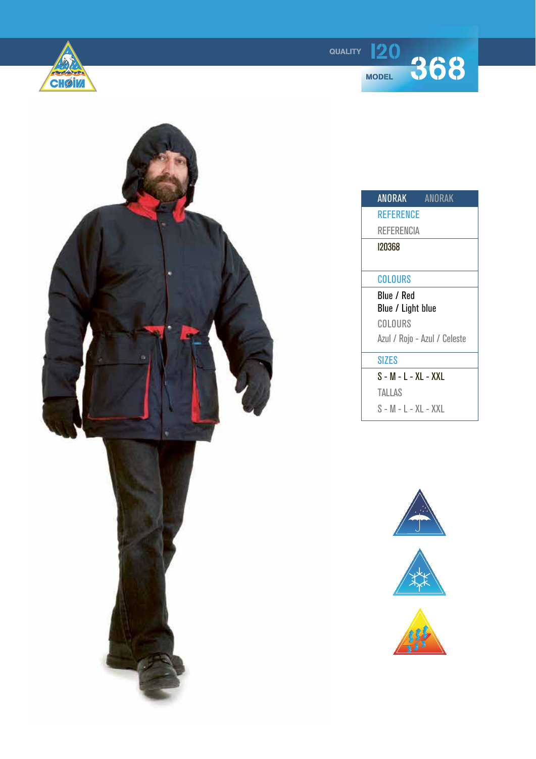QUALITY I20

MODEL 368

| ANORAK | ANORAK |
|---|---|
| REFERENCE<br>REFERENCIA | |
| I20368 | |
| COLOURS | |
| Blue / Red<br>Blue / Light blue<br>COLOURS<br>Azul / Rojo - Azul / Celeste | |
| SIZES | |
| S - M - L - XL - XXL<br>TALLAS<br>S - M - L - XL - XXL | |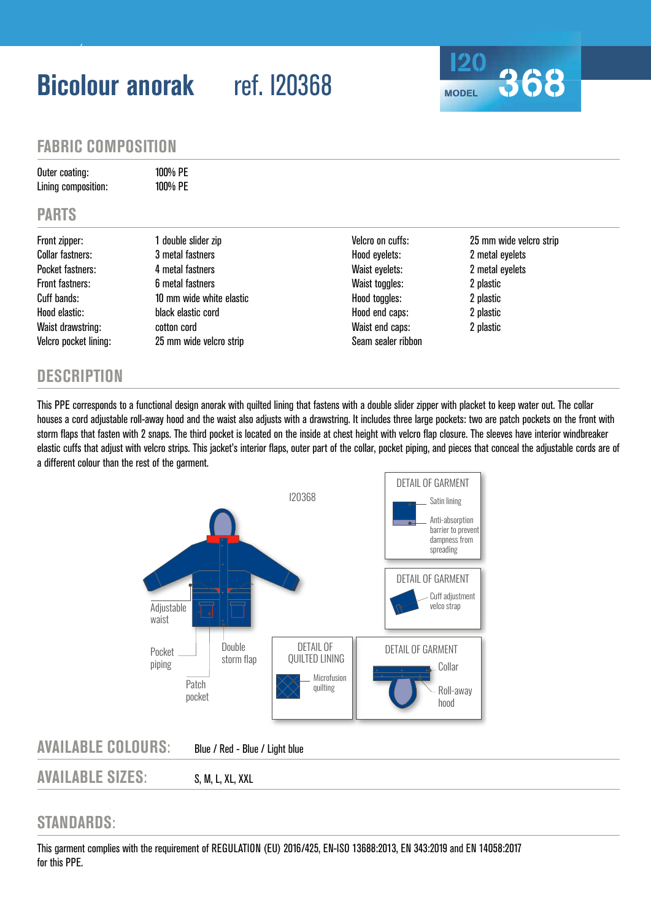# Bicolour anorak ref. I20368

I20 MODEL 368

## FABRIC COMPOSITION

| | |
|---|---|
| Outer coating: | 100% PE |
| Lining composition: | 100% PE |

## PARTS

| | | | |
|---|---|---|---|
| Front zipper: | 1 double slider zip | Velcro on cuffs: | 25 mm wide velcro strip |
| Collar fastners: | 3 metal fastners | Hood eyelets: | 2 metal eyelets |
| Pocket fastners: | 4 metal fastners | Waist eyelets: | 2 metal eyelets |
| Front fastners: | 6 metal fastners | Waist toggles: | 2 plastic |
| Cuff bands: | 10 mm wide white elastic | Hood toggles: | 2 plastic |
| Hood elastic: | black elastic cord | Hood end caps: | 2 plastic |
| Waist drawstring: | cotton cord | Waist end caps: | 2 plastic |
| Velcro pocket lining: | 25 mm wide velcro strip | Seam sealer ribbon | |

## DESCRIPTION

This PPE corresponds to a functional design anorak with quilted lining that fastens with a double slider zipper with placket to keep water out. The collar houses a cord adjustable roll-away hood and the waist also adjusts with a drawstring. It includes three large pockets: two are patch pockets on the front with storm flaps that fasten with 2 snaps. The third pocket is located on the inside at chest height with velcro flap closure. The sleeves have interior windbreaker elastic cuffs that adjust with velcro strips. This jacket's interior flaps, outer part of the collar, pocket piping, and pieces that conceal the adjustable cords are of a different colour than the rest of the garment.

I20368

Adjustable waist

Pocket piping

Double storm flap

Patch pocket

DETAIL OF GARMENT
Satin lining
Anti-absorption barrier to prevent dampness from spreading

DETAIL OF GARMENT
Cuff adjustment velco strap

DETAIL OF QUILTED LINING
Microfusion quilting

DETAIL OF GARMENT
Collar
Roll-away hood

## AVAILABLE COLOURS:

Blue / Red - Blue / Light blue

## AVAILABLE SIZES:

S, M, L, XL, XXL

## STANDARDS:

This garment complies with the requirement of REGULATION (EU) 2016/425, EN-ISO 13688:2013, EN 343:2019 and EN 14058:2017 for this PPE.